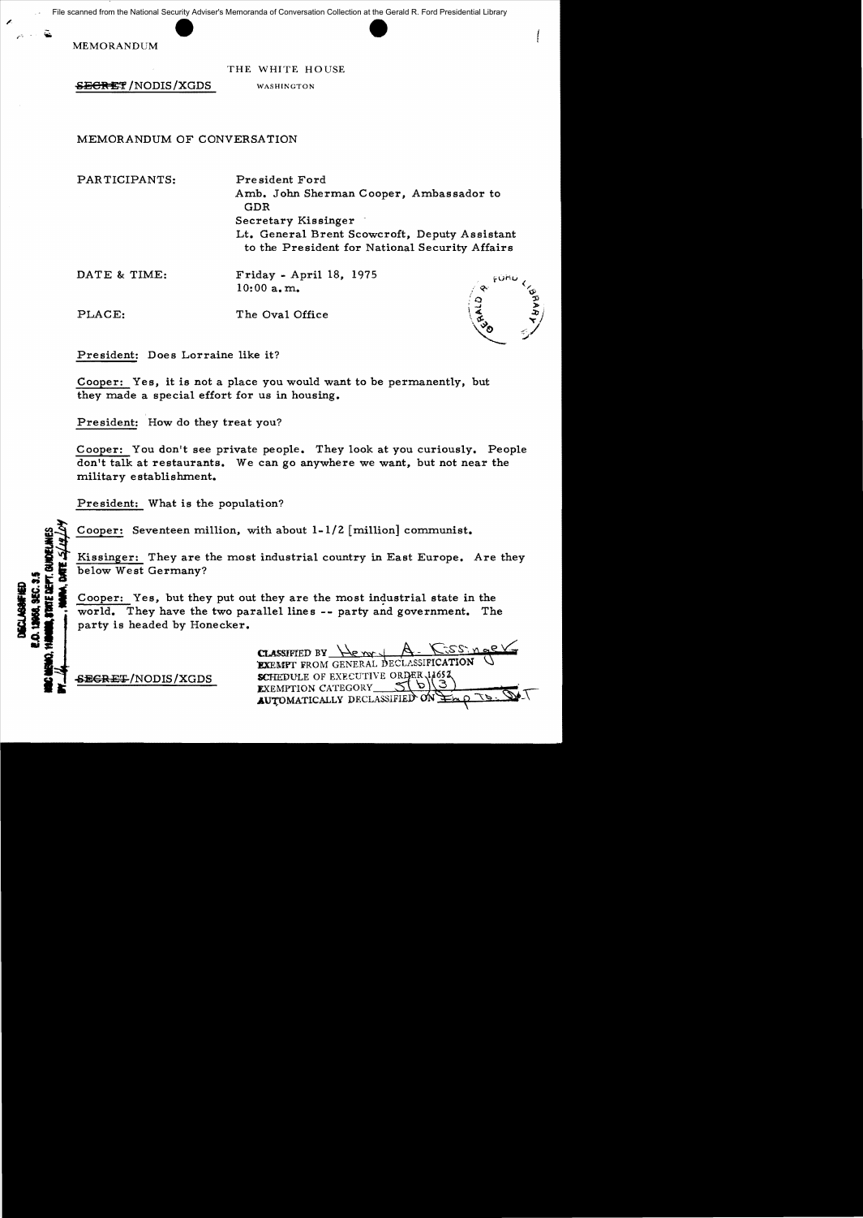File scanned from the National Security Adviser's Memoranda of Conversation Collection at the Gerald R. Ford Presidential Library

MEMORANDUM

THE WHITE HOUSE

~~SECRET~~/NODIS/XGDS WASHINGTON

MEMORANDUM OF CONVERSATION

PARTICIPANTS: President Ford
Amb. John Sherman Cooper, Ambassador to GDR
Secretary Kissinger
Lt. General Brent Scowcroft, Deputy Assistant to the President for National Security Affairs

DATE & TIME: Friday - April 18, 1975
10:00 a.m.

PLACE: The Oval Office

President: Does Lorraine like it?

Cooper: Yes, it is not a place you would want to be permanently, but they made a special effort for us in housing.

President: How do they treat you?

Cooper: You don't see private people. They look at you curiously. People don't talk at restaurants. We can go anywhere we want, but not near the military establishment.

President: What is the population?

Cooper: Seventeen million, with about 1-1/2 [million] communist.

Kissinger: They are the most industrial country in East Europe. Are they below West Germany?

Cooper: Yes, but they put out they are the most industrial state in the world. They have the two parallel lines -- party and government. The party is headed by Honecker.

DECLASSIFIED
E.O. 12958, SEC. 3.5
NSC MEMO, 11/24/98, STATE DEPT. GUIDELINES
BY ___, NARA, DATE 5/14/04

~~SECRET~~/NODIS/XGDS

CLASSIFIED BY Henry A. Kissinger
EXEMPT FROM GENERAL DECLASSIFICATION
SCHEDULE OF EXECUTIVE ORDER 11652
EXEMPTION CATEGORY 5(b)(3)
AUTOMATICALLY DECLASSIFIED ON Imp. to det.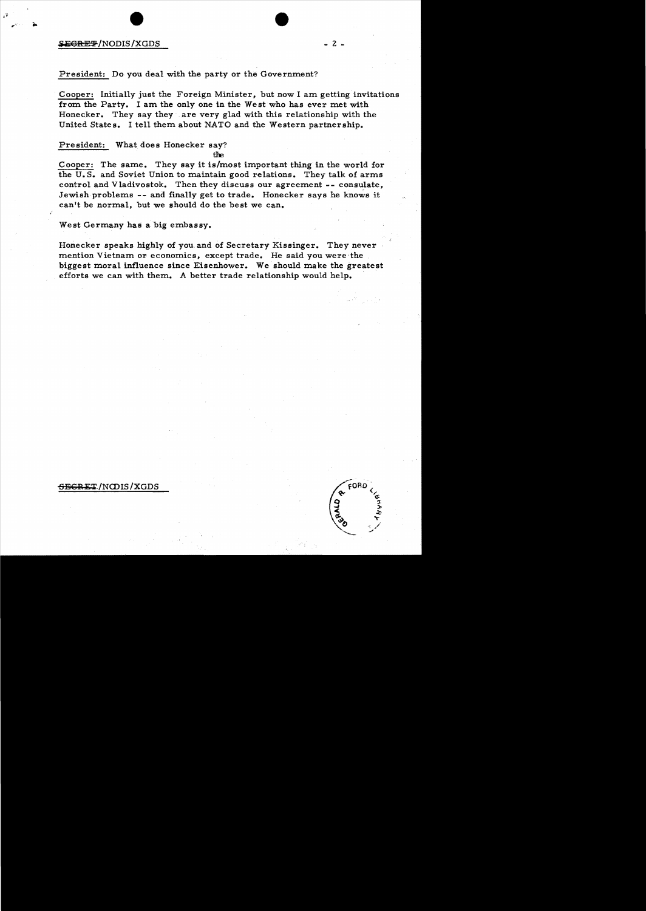President: Do you deal with the party or the Government?

Cooper: Initially just the Foreign Minister, but now I am getting invitations from the Party. I am the only one in the West who has ever met with Honecker. They say they are very glad with this relationship with the United States. I tell them about NATO and the Western partnership.

President: What does Honecker say?

Cooper: The same. They say it is the most important thing in the world for the U.S. and Soviet Union to maintain good relations. They talk of arms control and Vladivostok. Then they discuss our agreement -- consulate, Jewish problems -- and finally get to trade. Honecker says he knows it can't be normal, but we should do the best we can.

West Germany has a big embassy.

Honecker speaks highly of you and of Secretary Kissinger. They never mention Vietnam or economics, except trade. He said you were the biggest moral influence since Eisenhower. We should make the greatest efforts we can with them. A better trade relationship would help.

SECRET/NODIS/XGDS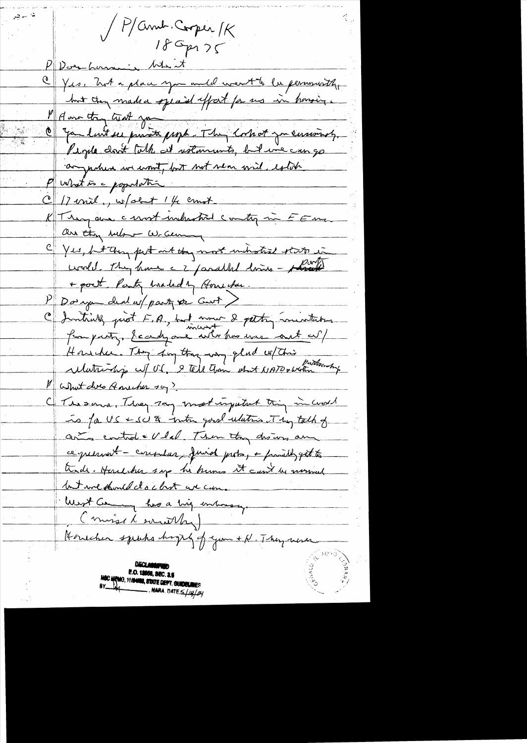✓ P/Amb. Cooper/K
18 Sep 75

P Does Germany like it

C Yes. Not a place you would want to be permanently, but they made a special effort for us in housing.

P How do they treat you

C You don't see private people. They look at you curiously. People don't talk at restaurants, but we can go anywhere we want, but not within mil. estab.

P What is c population

C 17 mil., w/about 1/4 Communist.

K They are c most industrial country in EE. Are they below W. Germany

C Yes, but they put out the most industrial stats in world. They have c 2 parallel lines — Party + govt. Party headed by Honecker.

P Do you deal w/ party or Govt?

C Initially just F.A., but now I getting invitations from party. Scarcely anyone who has met w/ Honecker. They say they very glad w/ this relationship w/ US. I tell them about NATO + Western partnership.

P What does Honecker say?

C The same. They say most important thing in world is for US + SU to maintain good relations. They talk of arms control + Vlad. Then they discuss an agreement — consular, fishing, [?], + finally get to trade. Honecker says he knows it can't be normal but we should do c best we can.

West Germany has a big embassy.

(mixed smoothly)

Honecker speaks highly of you + K. They were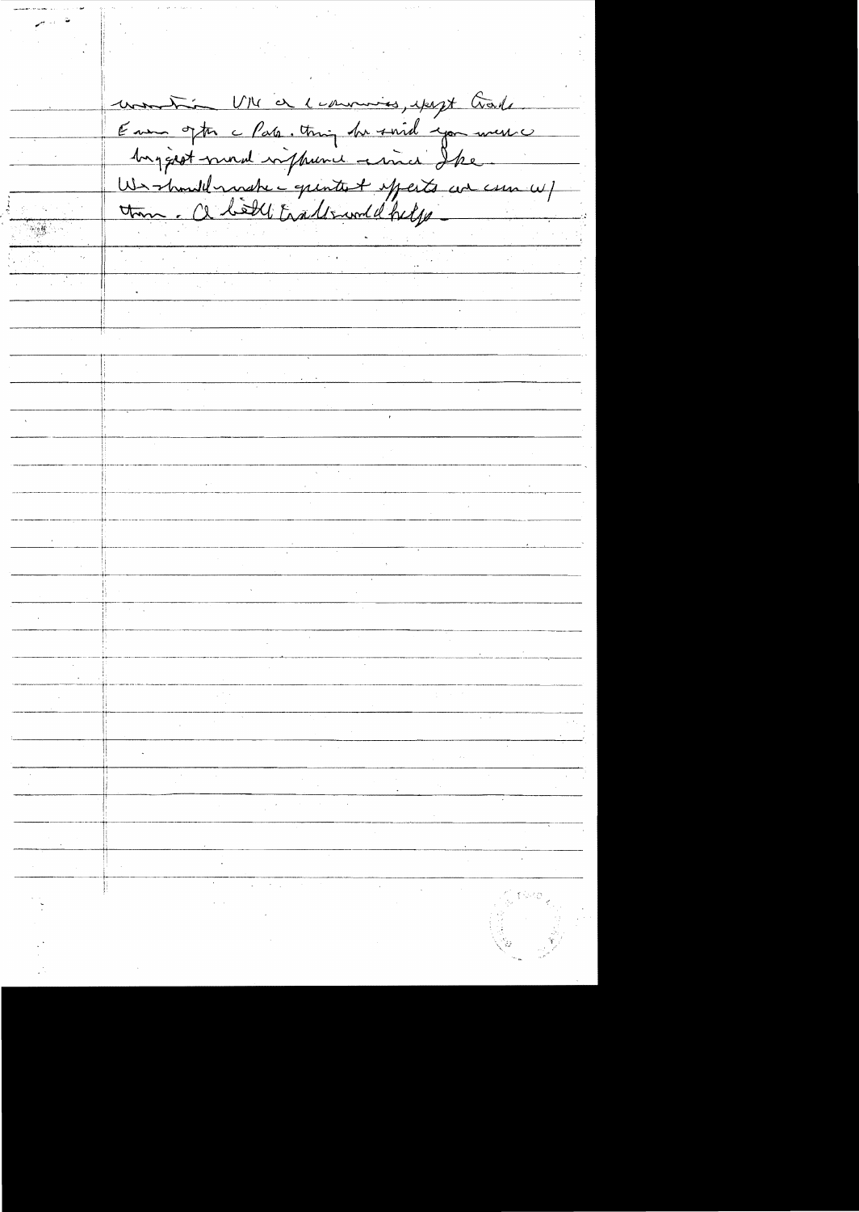mention UK a economies, except Trade

Even after a Pak. thing he said you were a

biggest moral influence since Ike.

We should make greatest efforts and can w/

them. A little trade would help.